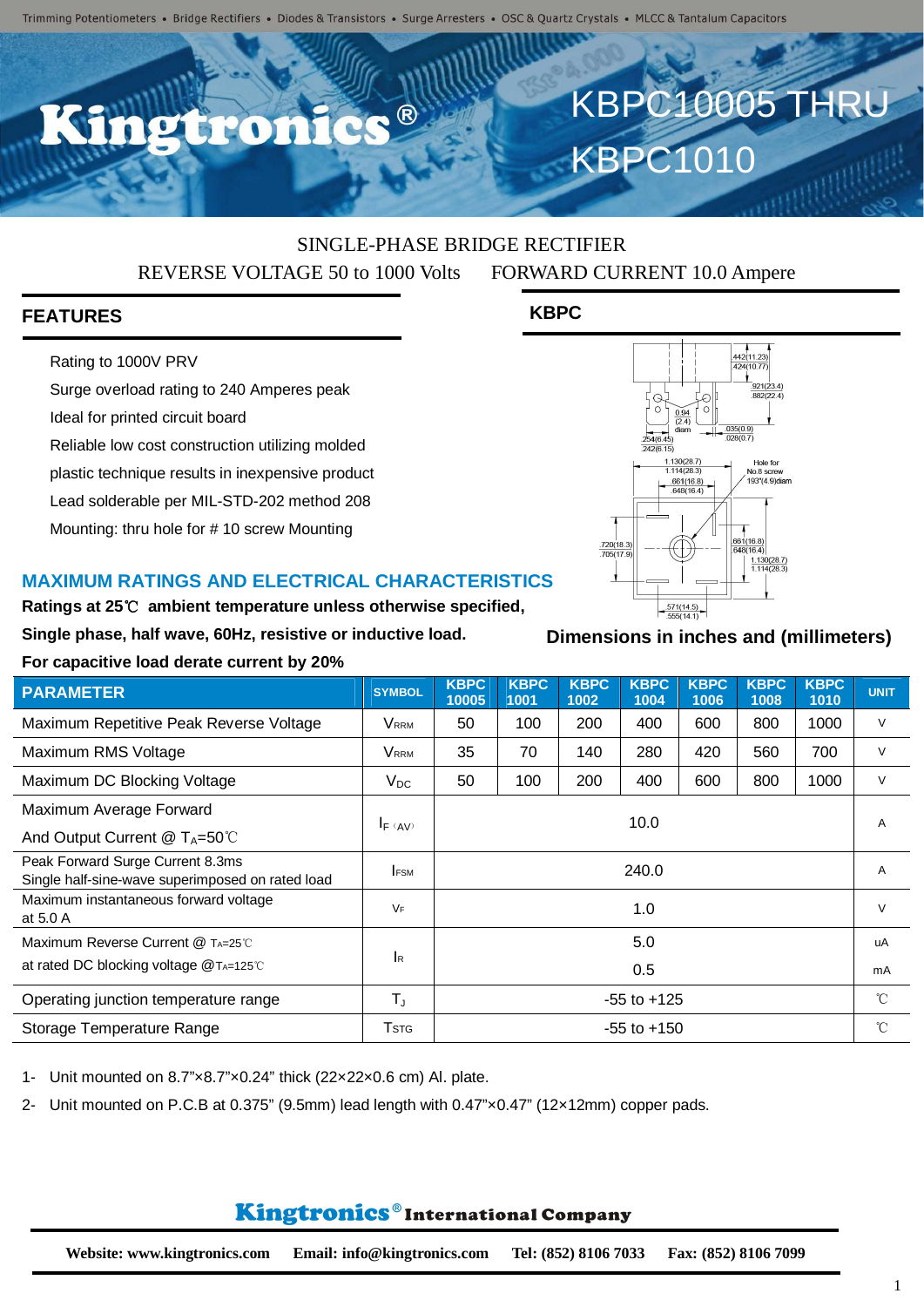Trimming Potentiometers • Bridge Rectifiers • Diodes & Transistors • Surge Arresters • OSC & Quartz Crystals • MLCC & Tantalum Capacitors

# Kingtronics®

# KBPC10005 THRU KBPC1010

SINGLE-PHASE BRIDGE RECTIFIER

REVERSE VOLTAGE 50 to 1000 Volts    FORWARD CURRENT 10.0 Ampere

## FEATURES

- Rating to 1000V PRV
- Surge overload rating to 240 Amperes peak
- Ideal for printed circuit board
- Reliable low cost construction utilizing molded plastic technique results in inexpensive product
- Lead solderable per MIL-STD-202 method 208
- Mounting: thru hole for # 10 screw Mounting

## KBPC

.442(11.23) .424(10.77)
.921(23.4) .882(22.4)
0.94 (2.4) diam
.035(0.9) .028(0.7)
.254(6.45) .242(6.15)
1.130(28.7) 1.114(28.3)
.661(16.8) .648(16.4)
Hole for No.8 screw .193"(4.9)diam
.720(18.3) .705(17.9)
.661(16.8) .648(16.4)
1.130(28.7) 1.114(28.3)
.571(14.5) .555(14.1)

**Dimensions in inches and (millimeters)**

## MAXIMUM RATINGS AND ELECTRICAL CHARACTERISTICS

**Ratings at 25℃ ambient temperature unless otherwise specified,**

**Single phase, half wave, 60Hz, resistive or inductive load.**

**For capacitive load derate current by 20%**

| PARAMETER | SYMBOL | KBPC 10005 | KBPC 1001 | KBPC 1002 | KBPC 1004 | KBPC 1006 | KBPC 1008 | KBPC 1010 | UNIT |
|---|---|---|---|---|---|---|---|---|---|
| Maximum Repetitive Peak Reverse Voltage | $V_{RRM}$ | 50 | 100 | 200 | 400 | 600 | 800 | 1000 | V |
| Maximum RMS Voltage | $V_{RRM}$ | 35 | 70 | 140 | 280 | 420 | 560 | 700 | V |
| Maximum DC Blocking Voltage | $V_{DC}$ | 50 | 100 | 200 | 400 | 600 | 800 | 1000 | V |
| Maximum Average Forward And Output Current @ $T_A$=50℃ | $I_{F(AV)}$ | 10.0 | | | | | | | A |
| Peak Forward Surge Current 8.3ms Single half-sine-wave superimposed on rated load | $I_{FSM}$ | 240.0 | | | | | | | A |
| Maximum instantaneous forward voltage at 5.0 A | $V_F$ | 1.0 | | | | | | | V |
| Maximum Reverse Current @ $T_A$=25℃ | $I_R$ | 5.0 | | | | | | | uA |
| at rated DC blocking voltage @$T_A$=125℃ | | 0.5 | | | | | | | mA |
| Operating junction temperature range | $T_J$ | -55 to +125 | | | | | | | ℃ |
| Storage Temperature Range | $T_{STG}$ | -55 to +150 | | | | | | | ℃ |

1- Unit mounted on 8.7"×8.7"×0.24" thick (22×22×0.6 cm) Al. plate.

2- Unit mounted on P.C.B at 0.375" (9.5mm) lead length with 0.47"×0.47" (12×12mm) copper pads.

**Kingtronics® International Company**

**Website: www.kingtronics.com    Email: info@kingtronics.com    Tel: (852) 8106 7033    Fax: (852) 8106 7099**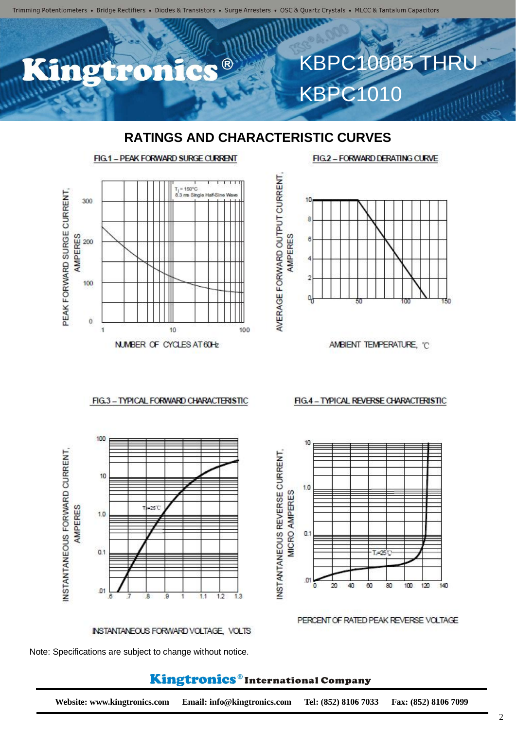Trimming Potentiometers • Bridge Rectifiers • Diodes & Transistors • Surge Arresters • OSC & Quartz Crystals • MLCC & Tantalum Capacitors

# Kingtronics®

# KBPC10005 THRU KBPC1010

## RATINGS AND CHARACTERISTIC CURVES

FIG.1 – PEAK FORWARD SURGE CURRENT

$T_J$ = 150°C
8.3 ms Single Half-Sine Wave

PEAK FORWARD SURGE CURRENT, AMPERES

300
200
100
0

1
10
100

NUMBER OF CYCLES AT 60Hz

FIG.2 – FORWARD DERATING CURVE

AVERAGE FORWARD OUTPUT CURRENT, AMPERES

10
8
6
4
2
0

0
50
100
150

AMBIENT TEMPERATURE, ℃

FIG.3 – TYPICAL FORWARD CHARACTERISTIC

$T_J$=25℃

INSTANTANEOUS FORWARD CURRENT, AMPERES

100
10
1.0
0.1
.01

.6
.7
.8
.9
1
1.1
1.2
1.3

INSTANTANEOUS FORWARD VOLTAGE, VOLTS

FIG.4 – TYPICAL REVERSE CHARACTERISTIC

$T_J$=25℃

INSTANTANEOUS REVERSE CURRENT, MICRO AMPERES

10
1.0
0.1
.01

0
20
40
60
80
100
120
140

PERCENT OF RATED PEAK REVERSE VOLTAGE

Note: Specifications are subject to change without notice.

**Kingtronics® International Company**

**Website: www.kingtronics.com Email: info@kingtronics.com Tel: (852) 8106 7033 Fax: (852) 8106 7099**